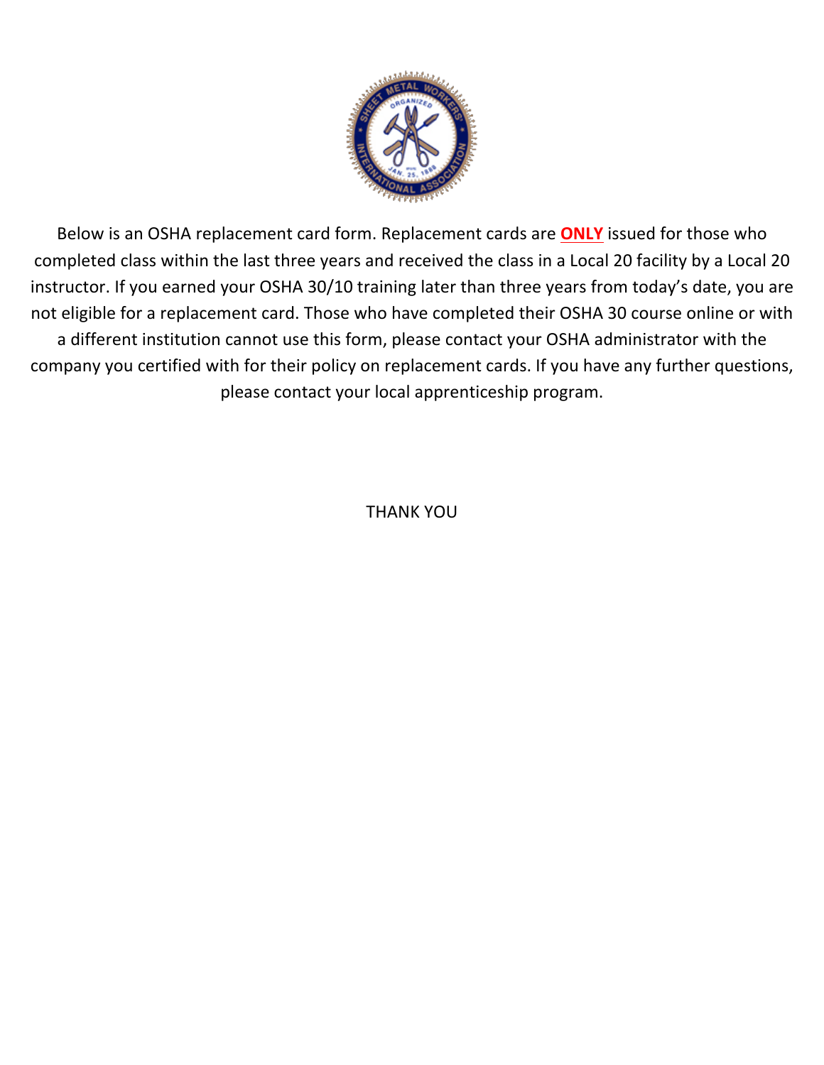Below is an OSHA replacement card form. Replacement cards are **ONLY** issued for those who completed class within the last three years and received the class in a Local 20 facility by a Local 20 instructor. If you earned your OSHA 30/10 training later than three years from today's date, you are not eligible for a replacement card. Those who have completed their OSHA 30 course online or with a different institution cannot use this form, please contact your OSHA administrator with the company you certified with for their policy on replacement cards. If you have any further questions, please contact your local apprenticeship program.

THANK YOU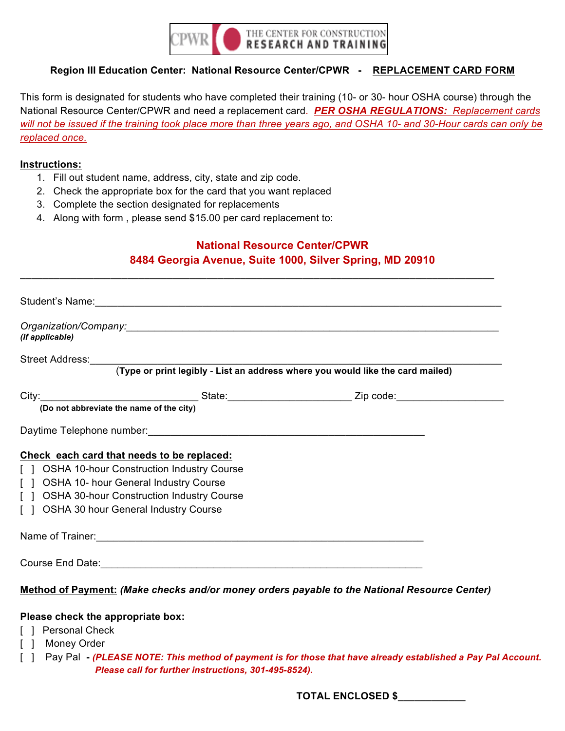CPWR THE CENTER FOR CONSTRUCTION RESEARCH AND TRAINING

**Region III Education Center: National Resource Center/CPWR - REPLACEMENT CARD FORM**

This form is designated for students who have completed their training (10- or 30- hour OSHA course) through the National Resource Center/CPWR and need a replacement card. ***PER OSHA REGULATIONS:*** *Replacement cards will not be issued if the training took place more than three years ago, and OSHA 10- and 30-Hour cards can only be replaced once.*

**Instructions:**

1. Fill out student name, address, city, state and zip code.
2. Check the appropriate box for the card that you want replaced
3. Complete the section designated for replacements
4. Along with form , please send $15.00 per card replacement to:

**National Resource Center/CPWR**
**8484 Georgia Avenue, Suite 1000, Silver Spring, MD 20910**

---

Student's Name:\_\_\_\_\_\_\_\_\_\_\_\_\_\_\_\_\_\_\_\_\_\_\_\_\_\_\_\_\_\_\_\_\_\_\_\_\_\_\_\_\_\_\_\_

*Organization/Company:*\_\_\_\_\_\_\_\_\_\_\_\_\_\_\_\_\_\_\_\_\_\_\_\_\_\_\_\_\_\_\_\_\_\_\_\_\_\_
***(If applicable)***

Street Address:\_\_\_\_\_\_\_\_\_\_\_\_\_\_\_\_\_\_\_\_\_\_\_\_\_\_\_\_\_\_\_\_\_\_\_\_\_\_\_\_\_\_\_\_
(**Type or print legibly** - **List an address where you would like the card mailed)**

City:\_\_\_\_\_\_\_\_\_\_\_\_\_\_\_\_\_\_\_\_ State:\_\_\_\_\_\_\_\_\_\_\_\_\_\_\_\_ Zip code:\_\_\_\_\_\_\_\_\_\_\_\_\_\_
**(Do not abbreviate the name of the city)**

Daytime Telephone number:\_\_\_\_\_\_\_\_\_\_\_\_\_\_\_\_\_\_\_\_\_\_\_\_\_\_\_\_\_\_\_\_\_\_

**Check each card that needs to be replaced:**

[ ] OSHA 10-hour Construction Industry Course
[ ] OSHA 10- hour General Industry Course
[ ] OSHA 30-hour Construction Industry Course
[ ] OSHA 30 hour General Industry Course

Name of Trainer:\_\_\_\_\_\_\_\_\_\_\_\_\_\_\_\_\_\_\_\_\_\_\_\_\_\_\_\_\_\_\_\_\_\_\_\_\_\_\_\_

Course End Date:\_\_\_\_\_\_\_\_\_\_\_\_\_\_\_\_\_\_\_\_\_\_\_\_\_\_\_\_\_\_\_\_\_\_\_\_\_\_\_\_

**Method of Payment:** ***(Make checks and/or money orders payable to the National Resource Center)***

**Please check the appropriate box:**

[ ] Personal Check
[ ] Money Order
[ ] Pay Pal **-** ***(PLEASE NOTE: This method of payment is for those that have already established a Pay Pal Account. Please call for further instructions, 301-495-8524).***

**TOTAL ENCLOSED $\_\_\_\_\_\_\_\_\_\_\_\_**